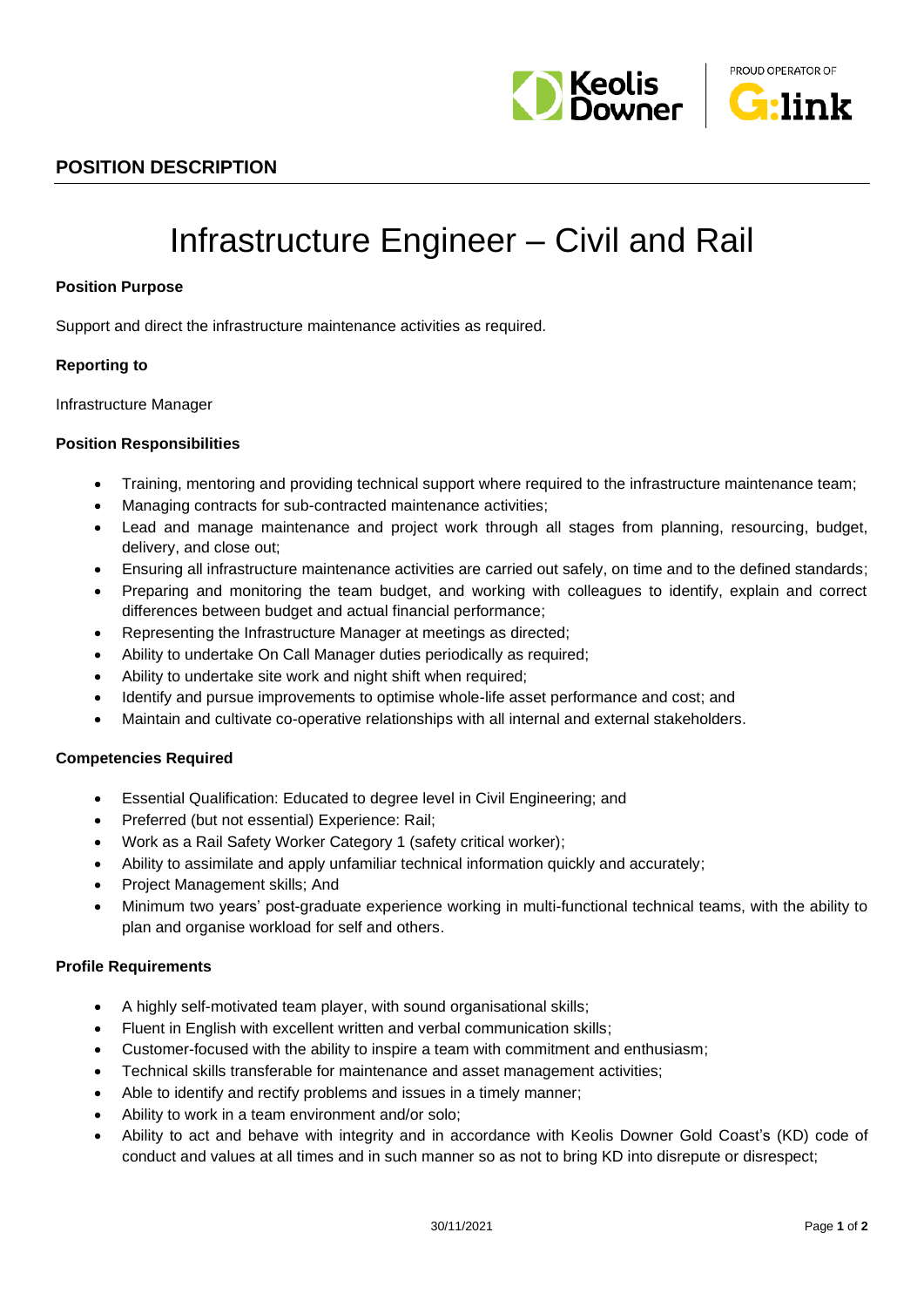## POSITION DESCRIPTION

# Infrastructure Engineer – Civil and Rail

**Position Purpose**

Support and direct the infrastructure maintenance activities as required.

**Reporting to**

Infrastructure Manager

**Position Responsibilities**

- Training, mentoring and providing technical support where required to the infrastructure maintenance team;
- Managing contracts for sub-contracted maintenance activities;
- Lead and manage maintenance and project work through all stages from planning, resourcing, budget, delivery, and close out;
- Ensuring all infrastructure maintenance activities are carried out safely, on time and to the defined standards;
- Preparing and monitoring the team budget, and working with colleagues to identify, explain and correct differences between budget and actual financial performance;
- Representing the Infrastructure Manager at meetings as directed;
- Ability to undertake On Call Manager duties periodically as required;
- Ability to undertake site work and night shift when required;
- Identify and pursue improvements to optimise whole-life asset performance and cost; and
- Maintain and cultivate co-operative relationships with all internal and external stakeholders.

**Competencies Required**

- Essential Qualification: Educated to degree level in Civil Engineering; and
- Preferred (but not essential) Experience: Rail;
- Work as a Rail Safety Worker Category 1 (safety critical worker);
- Ability to assimilate and apply unfamiliar technical information quickly and accurately;
- Project Management skills; And
- Minimum two years' post-graduate experience working in multi-functional technical teams, with the ability to plan and organise workload for self and others.

**Profile Requirements**

- A highly self-motivated team player, with sound organisational skills;
- Fluent in English with excellent written and verbal communication skills;
- Customer-focused with the ability to inspire a team with commitment and enthusiasm;
- Technical skills transferable for maintenance and asset management activities;
- Able to identify and rectify problems and issues in a timely manner;
- Ability to work in a team environment and/or solo;
- Ability to act and behave with integrity and in accordance with Keolis Downer Gold Coast's (KD) code of conduct and values at all times and in such manner so as not to bring KD into disrepute or disrespect;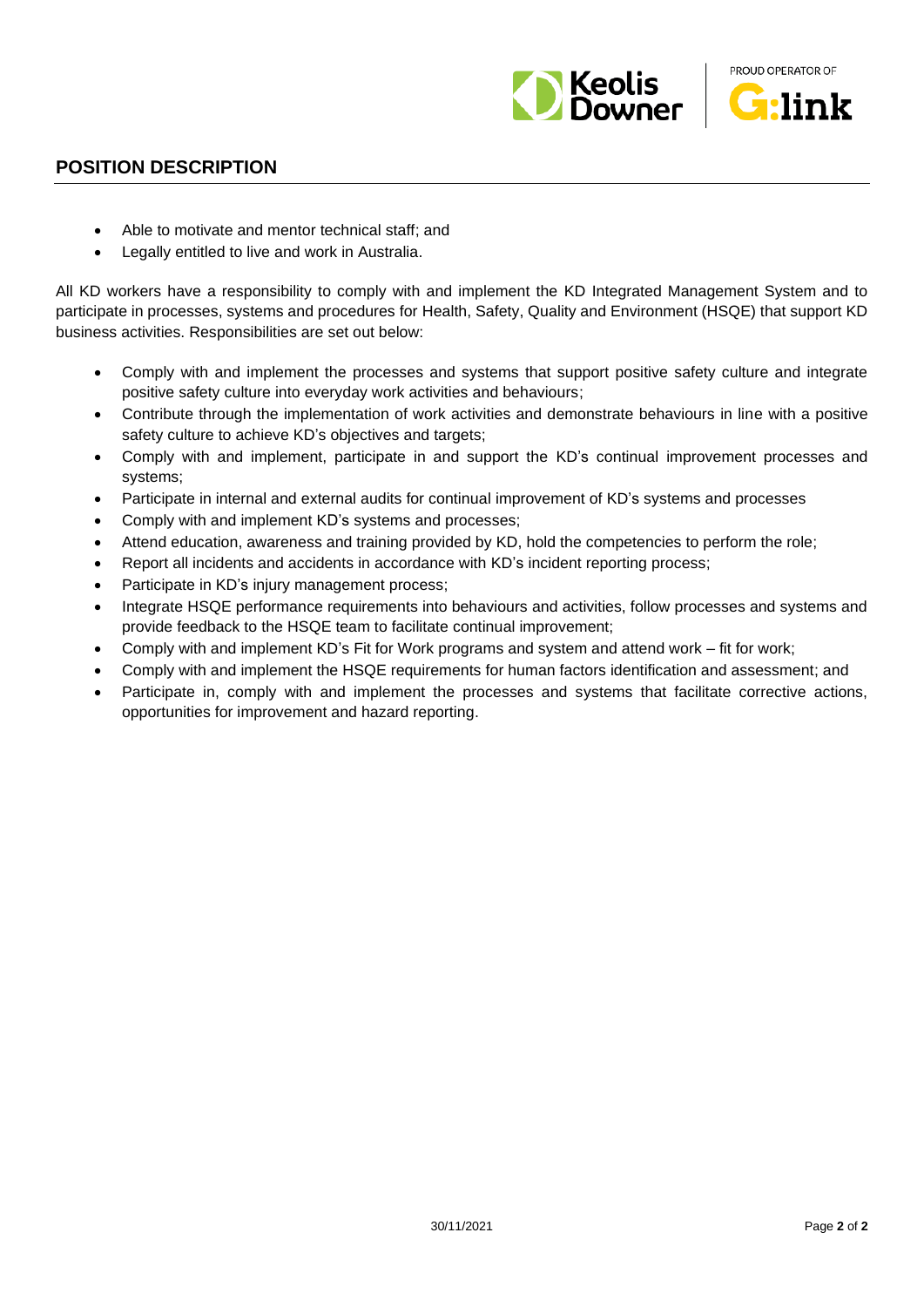## POSITION DESCRIPTION

- Able to motivate and mentor technical staff; and
- Legally entitled to live and work in Australia.

All KD workers have a responsibility to comply with and implement the KD Integrated Management System and to participate in processes, systems and procedures for Health, Safety, Quality and Environment (HSQE) that support KD business activities. Responsibilities are set out below:

- Comply with and implement the processes and systems that support positive safety culture and integrate positive safety culture into everyday work activities and behaviours;
- Contribute through the implementation of work activities and demonstrate behaviours in line with a positive safety culture to achieve KD's objectives and targets;
- Comply with and implement, participate in and support the KD's continual improvement processes and systems;
- Participate in internal and external audits for continual improvement of KD's systems and processes
- Comply with and implement KD's systems and processes;
- Attend education, awareness and training provided by KD, hold the competencies to perform the role;
- Report all incidents and accidents in accordance with KD's incident reporting process;
- Participate in KD's injury management process;
- Integrate HSQE performance requirements into behaviours and activities, follow processes and systems and provide feedback to the HSQE team to facilitate continual improvement;
- Comply with and implement KD's Fit for Work programs and system and attend work – fit for work;
- Comply with and implement the HSQE requirements for human factors identification and assessment; and
- Participate in, comply with and implement the processes and systems that facilitate corrective actions, opportunities for improvement and hazard reporting.

30/11/2021